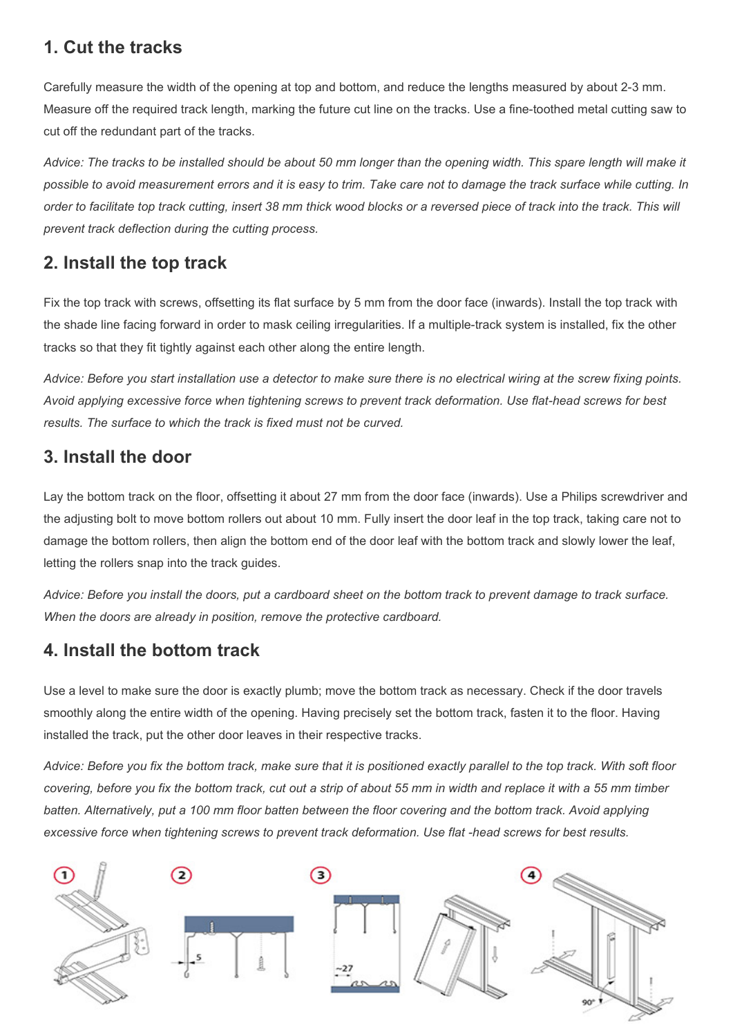## 1. Cut the tracks

Carefully measure the width of the opening at top and bottom, and reduce the lengths measured by about 2-3 mm. Measure off the required track length, marking the future cut line on the tracks. Use a fine-toothed metal cutting saw to cut off the redundant part of the tracks.

*Advice: The tracks to be installed should be about 50 mm longer than the opening width. This spare length will make it possible to avoid measurement errors and it is easy to trim. Take care not to damage the track surface while cutting. In order to facilitate top track cutting, insert 38 mm thick wood blocks or a reversed piece of track into the track. This will prevent track deflection during the cutting process.*

## 2. Install the top track

Fix the top track with screws, offsetting its flat surface by 5 mm from the door face (inwards). Install the top track with the shade line facing forward in order to mask ceiling irregularities. If a multiple-track system is installed, fix the other tracks so that they fit tightly against each other along the entire length.

*Advice: Before you start installation use a detector to make sure there is no electrical wiring at the screw fixing points. Avoid applying excessive force when tightening screws to prevent track deformation. Use flat-head screws for best results. The surface to which the track is fixed must not be curved.*

## 3. Install the door

Lay the bottom track on the floor, offsetting it about 27 mm from the door face (inwards). Use a Philips screwdriver and the adjusting bolt to move bottom rollers out about 10 mm. Fully insert the door leaf in the top track, taking care not to damage the bottom rollers, then align the bottom end of the door leaf with the bottom track and slowly lower the leaf, letting the rollers snap into the track guides.

*Advice: Before you install the doors, put a cardboard sheet on the bottom track to prevent damage to track surface. When the doors are already in position, remove the protective cardboard.*

## 4. Install the bottom track

Use a level to make sure the door is exactly plumb; move the bottom track as necessary. Check if the door travels smoothly along the entire width of the opening. Having precisely set the bottom track, fasten it to the floor. Having installed the track, put the other door leaves in their respective tracks.

*Advice: Before you fix the bottom track, make sure that it is positioned exactly parallel to the top track. With soft floor covering, before you fix the bottom track, cut out a strip of about 55 mm in width and replace it with a 55 mm timber batten. Alternatively, put a 100 mm floor batten between the floor covering and the bottom track. Avoid applying excessive force when tightening screws to prevent track deformation. Use flat -head screws for best results.*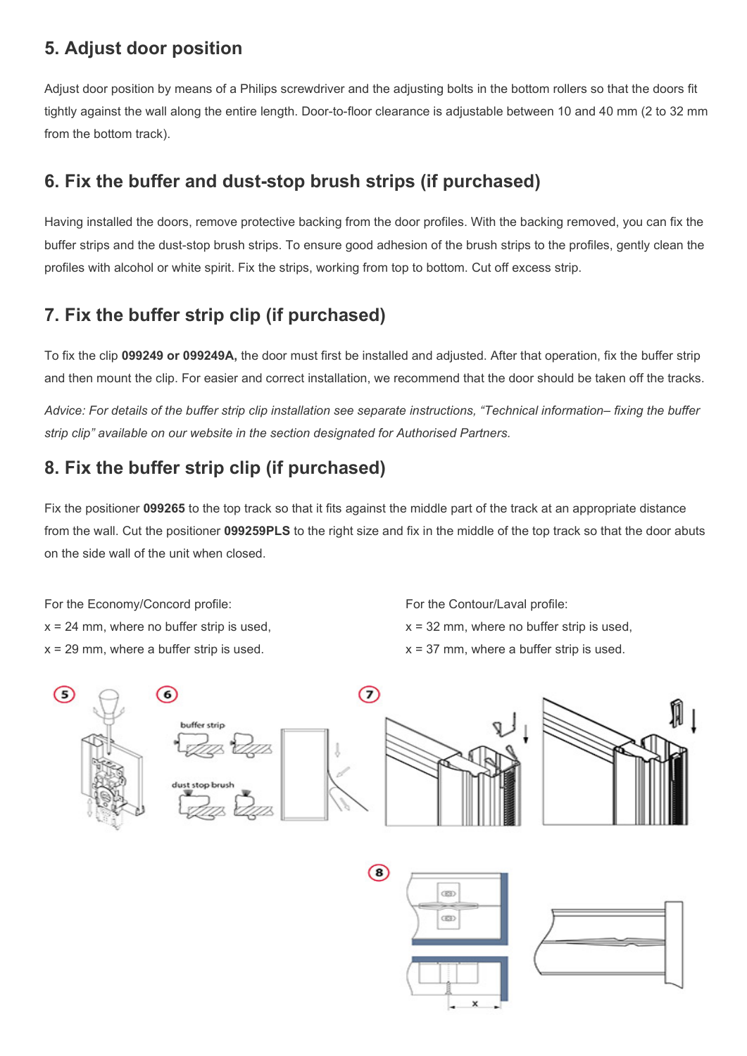## 5. Adjust door position

Adjust door position by means of a Philips screwdriver and the adjusting bolts in the bottom rollers so that the doors fit tightly against the wall along the entire length. Door-to-floor clearance is adjustable between 10 and 40 mm (2 to 32 mm from the bottom track).

## 6. Fix the buffer and dust-stop brush strips (if purchased)

Having installed the doors, remove protective backing from the door profiles. With the backing removed, you can fix the buffer strips and the dust-stop brush strips. To ensure good adhesion of the brush strips to the profiles, gently clean the profiles with alcohol or white spirit. Fix the strips, working from top to bottom. Cut off excess strip.

## 7. Fix the buffer strip clip (if purchased)

To fix the clip **099249 or 099249A,** the door must first be installed and adjusted. After that operation, fix the buffer strip and then mount the clip. For easier and correct installation, we recommend that the door should be taken off the tracks.

*Advice: For details of the buffer strip clip installation see separate instructions, "Technical information– fixing the buffer strip clip" available on our website in the section designated for Authorised Partners.*

## 8. Fix the buffer strip clip (if purchased)

Fix the positioner **099265** to the top track so that it fits against the middle part of the track at an appropriate distance from the wall. Cut the positioner **099259PLS** to the right size and fix in the middle of the top track so that the door abuts on the side wall of the unit when closed.

For the Economy/Concord profile:
x = 24 mm, where no buffer strip is used,
x = 29 mm, where a buffer strip is used.

For the Contour/Laval profile:
x = 32 mm, where no buffer strip is used,
x = 37 mm, where a buffer strip is used.

5

6

buffer strip

dust stop brush

7

8

x